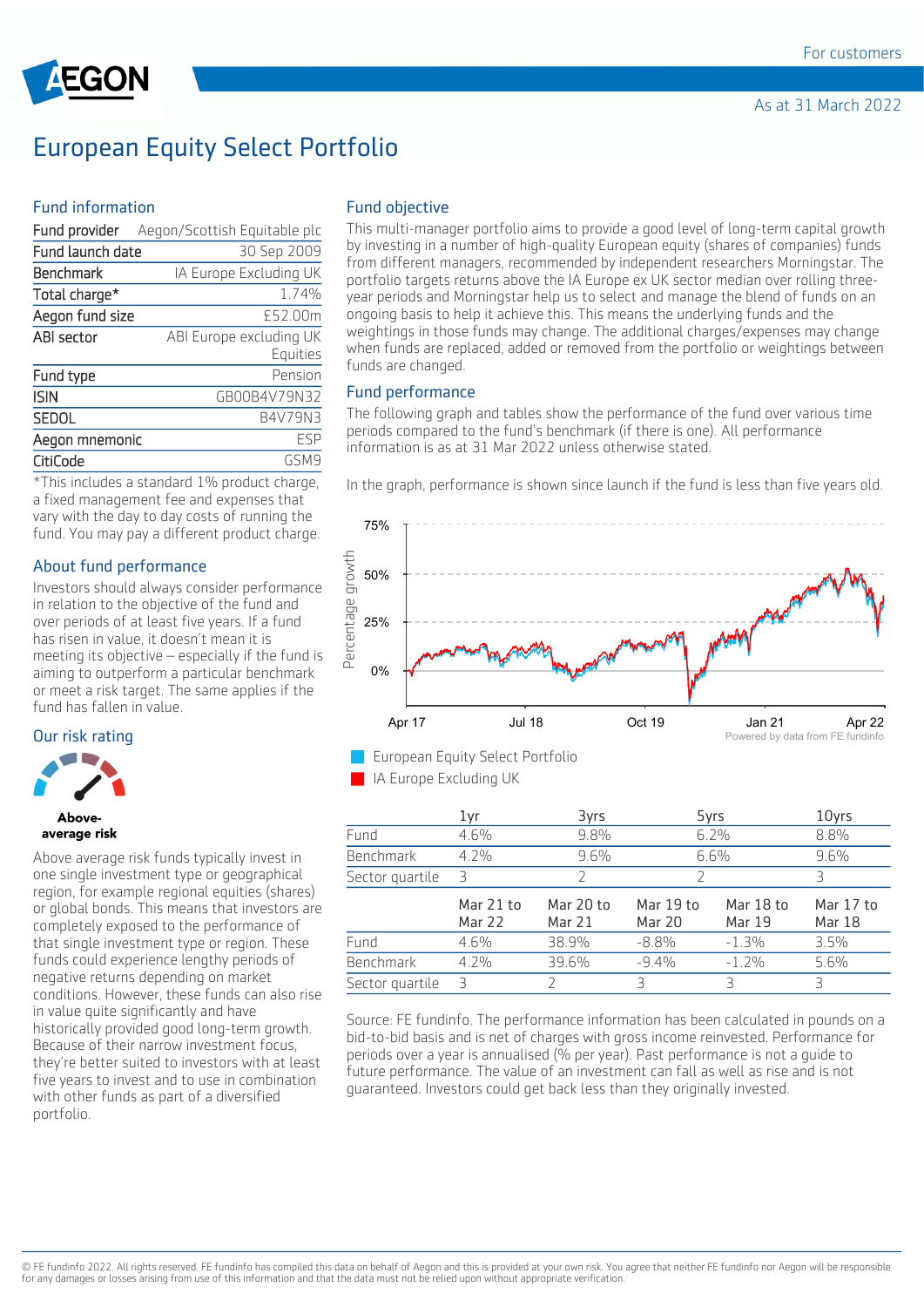For customers

As at 31 March 2022

# European Equity Select Portfolio

## Fund information

| | |
|---|---|
| Fund provider | Aegon/Scottish Equitable plc |
| Fund launch date | 30 Sep 2009 |
| Benchmark | IA Europe Excluding UK |
| Total charge* | 1.74% |
| Aegon fund size | £52.00m |
| ABI sector | ABI Europe excluding UK Equities |
| Fund type | Pension |
| ISIN | GB00B4V79N32 |
| SEDOL | B4V79N3 |
| Aegon mnemonic | ESP |
| CitiCode | GSM9 |

*This includes a standard 1% product charge, a fixed management fee and expenses that vary with the day to day costs of running the fund. You may pay a different product charge.

## About fund performance

Investors should always consider performance in relation to the objective of the fund and over periods of at least five years. If a fund has risen in value, it doesn't mean it is meeting its objective – especially if the fund is aiming to outperform a particular benchmark or meet a risk target. The same applies if the fund has fallen in value.

## Our risk rating

**Above-average risk**

Above average risk funds typically invest in one single investment type or geographical region, for example regional equities (shares) or global bonds. This means that investors are completely exposed to the performance of that single investment type or region. These funds could experience lengthy periods of negative returns depending on market conditions. However, these funds can also rise in value quite significantly and have historically provided good long-term growth. Because of their narrow investment focus, they're better suited to investors with at least five years to invest and to use in combination with other funds as part of a diversified portfolio.

## Fund objective

This multi-manager portfolio aims to provide a good level of long-term capital growth by investing in a number of high-quality European equity (shares of companies) funds from different managers, recommended by independent researchers Morningstar. The portfolio targets returns above the IA Europe ex UK sector median over rolling three-year periods and Morningstar help us to select and manage the blend of funds on an ongoing basis to help it achieve this. This means the underlying funds and the weightings in those funds may change. The additional charges/expenses may change when funds are replaced, added or removed from the portfolio or weightings between funds are changed.

## Fund performance

The following graph and tables show the performance of the fund over various time periods compared to the fund's benchmark (if there is one). All performance information is as at 31 Mar 2022 unless otherwise stated.

In the graph, performance is shown since launch if the fund is less than five years old.

Powered by data from FE fundinfo

- European Equity Select Portfolio
- IA Europe Excluding UK

| | 1yr | 3yrs | 5yrs | 10yrs |
|---|---|---|---|---|
| Fund | 4.6% | 9.8% | 6.2% | 8.8% |
| Benchmark | 4.2% | 9.6% | 6.6% | 9.6% |
| Sector quartile | 3 | 2 | 2 | 3 |

| | Mar 21 to Mar 22 | Mar 20 to Mar 21 | Mar 19 to Mar 20 | Mar 18 to Mar 19 | Mar 17 to Mar 18 |
|---|---|---|---|---|---|
| Fund | 4.6% | 38.9% | -8.8% | -1.3% | 3.5% |
| Benchmark | 4.2% | 39.6% | -9.4% | -1.2% | 5.6% |
| Sector quartile | 3 | 2 | 3 | 3 | 3 |

Source: FE fundinfo. The performance information has been calculated in pounds on a bid-to-bid basis and is net of charges with gross income reinvested. Performance for periods over a year is annualised (% per year). Past performance is not a guide to future performance. The value of an investment can fall as well as rise and is not guaranteed. Investors could get back less than they originally invested.

© FE fundinfo 2022. All rights reserved. FE fundinfo has compiled this data on behalf of Aegon and this is provided at your own risk. You agree that neither FE fundinfo nor Aegon will be responsible for any damages or losses arising from use of this information and that the data must not be relied upon without appropriate verification.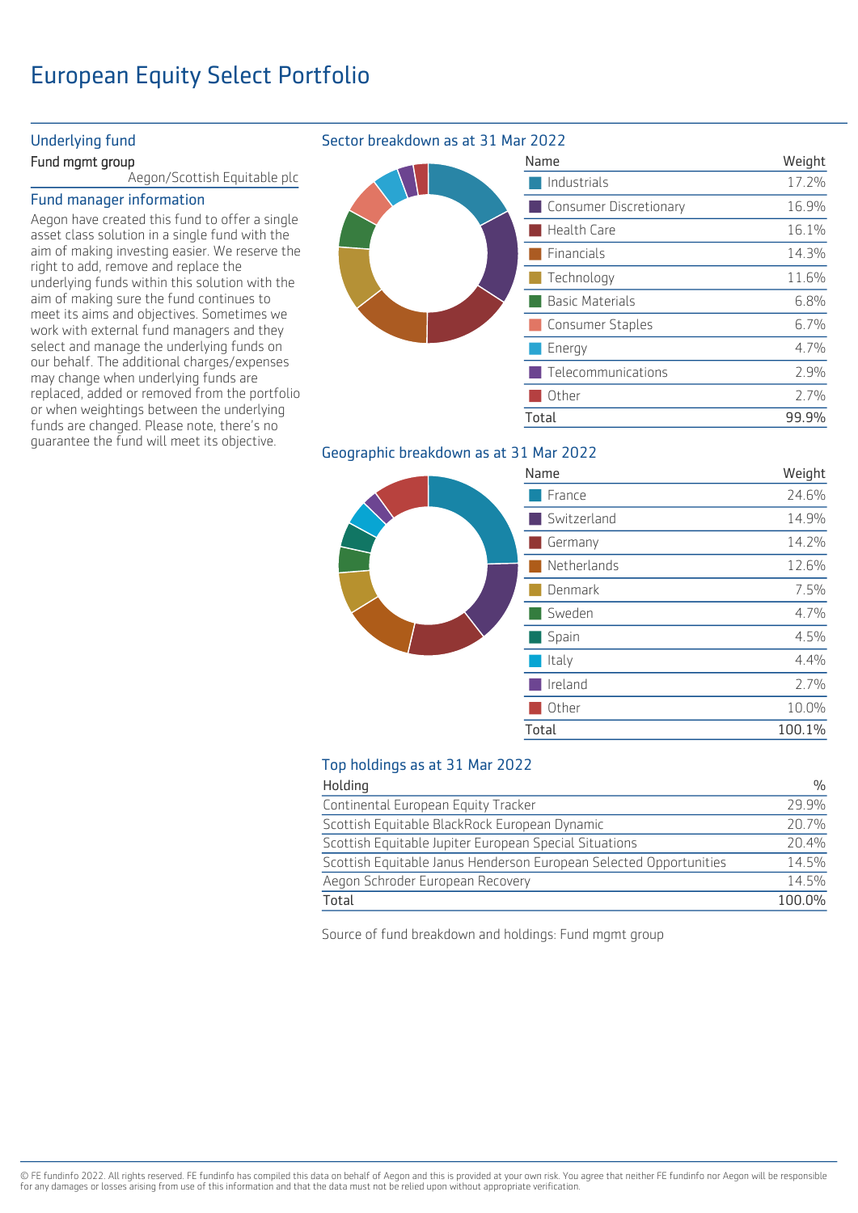# European Equity Select Portfolio

## Underlying fund

| Fund mgmt group | |
|---|---|
| | Aegon/Scottish Equitable plc |

## Fund manager information

Aegon have created this fund to offer a single asset class solution in a single fund with the aim of making investing easier. We reserve the right to add, remove and replace the underlying funds within this solution with the aim of making sure the fund continues to meet its aims and objectives. Sometimes we work with external fund managers and they select and manage the underlying funds on our behalf. The additional charges/expenses may change when underlying funds are replaced, added or removed from the portfolio or when weightings between the underlying funds are changed. Please note, there's no guarantee the fund will meet its objective.

## Sector breakdown as at 31 Mar 2022

| Name | Weight |
|---|---|
| Industrials | 17.2% |
| Consumer Discretionary | 16.9% |
| Health Care | 16.1% |
| Financials | 14.3% |
| Technology | 11.6% |
| Basic Materials | 6.8% |
| Consumer Staples | 6.7% |
| Energy | 4.7% |
| Telecommunications | 2.9% |
| Other | 2.7% |
| Total | 99.9% |

## Geographic breakdown as at 31 Mar 2022

| Name | Weight |
|---|---|
| France | 24.6% |
| Switzerland | 14.9% |
| Germany | 14.2% |
| Netherlands | 12.6% |
| Denmark | 7.5% |
| Sweden | 4.7% |
| Spain | 4.5% |
| Italy | 4.4% |
| Ireland | 2.7% |
| Other | 10.0% |
| Total | 100.1% |

## Top holdings as at 31 Mar 2022

| Holding | % |
|---|---|
| Continental European Equity Tracker | 29.9% |
| Scottish Equitable BlackRock European Dynamic | 20.7% |
| Scottish Equitable Jupiter European Special Situations | 20.4% |
| Scottish Equitable Janus Henderson European Selected Opportunities | 14.5% |
| Aegon Schroder European Recovery | 14.5% |
| Total | 100.0% |

Source of fund breakdown and holdings: Fund mgmt group

© FE fundinfo 2022. All rights reserved. FE fundinfo has compiled this data on behalf of Aegon and this is provided at your own risk. You agree that neither FE fundinfo nor Aegon will be responsible for any damages or losses arising from use of this information and that the data must not be relied upon without appropriate verification.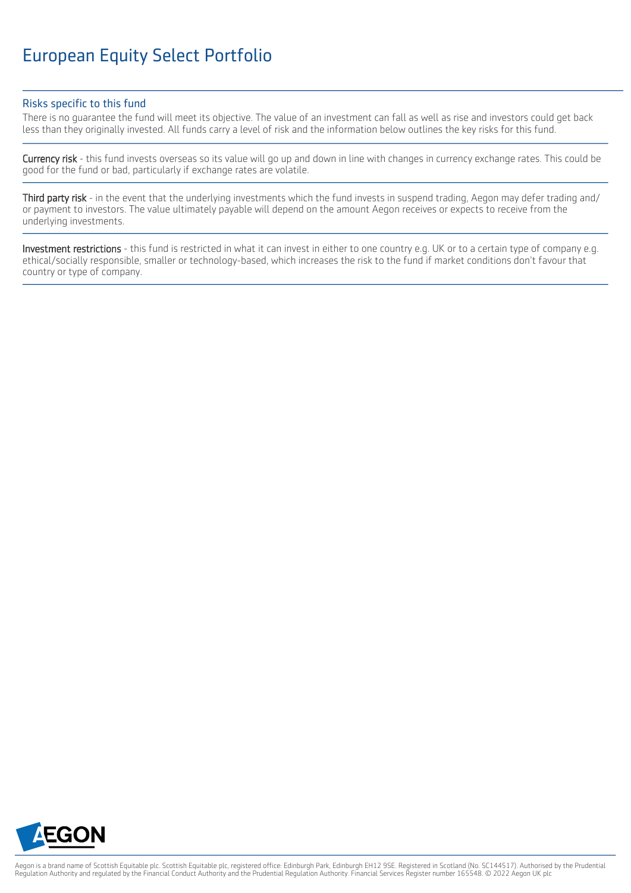# European Equity Select Portfolio

## Risks specific to this fund

There is no guarantee the fund will meet its objective. The value of an investment can fall as well as rise and investors could get back less than they originally invested. All funds carry a level of risk and the information below outlines the key risks for this fund.

**Currency risk** - this fund invests overseas so its value will go up and down in line with changes in currency exchange rates. This could be good for the fund or bad, particularly if exchange rates are volatile.

**Third party risk** - in the event that the underlying investments which the fund invests in suspend trading, Aegon may defer trading and/ or payment to investors. The value ultimately payable will depend on the amount Aegon receives or expects to receive from the underlying investments.

**Investment restrictions** - this fund is restricted in what it can invest in either to one country e.g. UK or to a certain type of company e.g. ethical/socially responsible, smaller or technology-based, which increases the risk to the fund if market conditions don't favour that country or type of company.

Aegon is a brand name of Scottish Equitable plc. Scottish Equitable plc, registered office: Edinburgh Park, Edinburgh EH12 9SE. Registered in Scotland (No. SC144517). Authorised by the Prudential Regulation Authority and regulated by the Financial Conduct Authority and the Prudential Regulation Authority. Financial Services Register number 165548. © 2022 Aegon UK plc